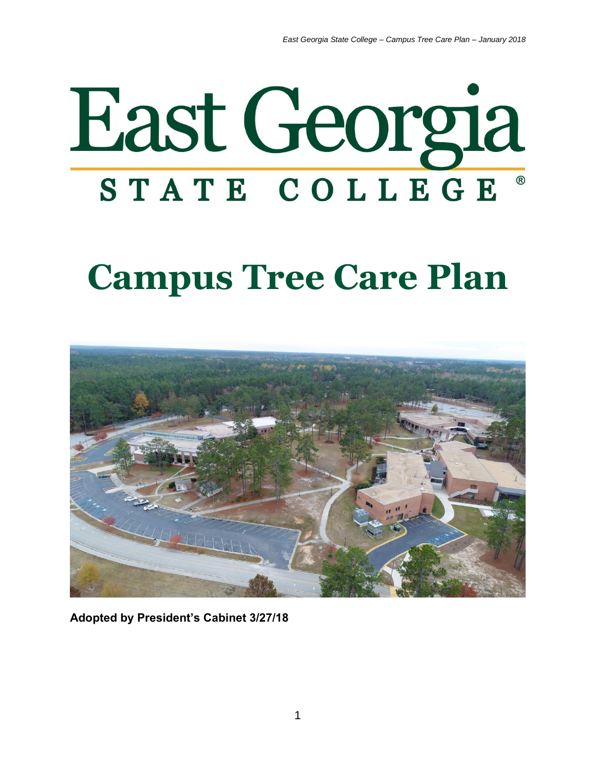# East Georgia

## STATE COLLEGE ®

# Campus Tree Care Plan

**Adopted by President's Cabinet 3/27/18**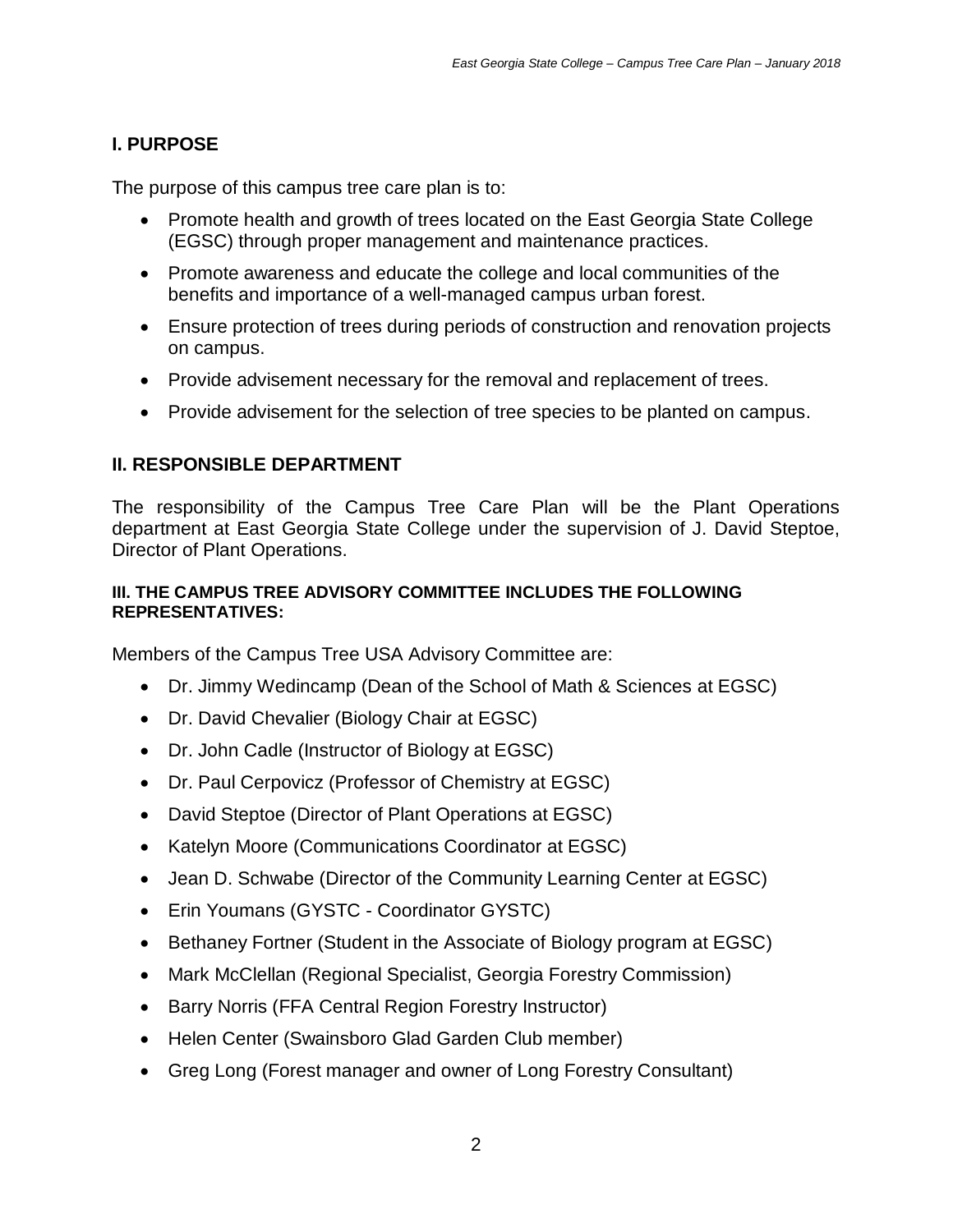## I. PURPOSE

The purpose of this campus tree care plan is to:

- Promote health and growth of trees located on the East Georgia State College (EGSC) through proper management and maintenance practices.
- Promote awareness and educate the college and local communities of the benefits and importance of a well-managed campus urban forest.
- Ensure protection of trees during periods of construction and renovation projects on campus.
- Provide advisement necessary for the removal and replacement of trees.
- Provide advisement for the selection of tree species to be planted on campus.

## II. RESPONSIBLE DEPARTMENT

The responsibility of the Campus Tree Care Plan will be the Plant Operations department at East Georgia State College under the supervision of J. David Steptoe, Director of Plant Operations.

### III. THE CAMPUS TREE ADVISORY COMMITTEE INCLUDES THE FOLLOWING REPRESENTATIVES:

Members of the Campus Tree USA Advisory Committee are:

- Dr. Jimmy Wedincamp (Dean of the School of Math & Sciences at EGSC)
- Dr. David Chevalier (Biology Chair at EGSC)
- Dr. John Cadle (Instructor of Biology at EGSC)
- Dr. Paul Cerpovicz (Professor of Chemistry at EGSC)
- David Steptoe (Director of Plant Operations at EGSC)
- Katelyn Moore (Communications Coordinator at EGSC)
- Jean D. Schwabe (Director of the Community Learning Center at EGSC)
- Erin Youmans (GYSTC - Coordinator GYSTC)
- Bethaney Fortner (Student in the Associate of Biology program at EGSC)
- Mark McClellan (Regional Specialist, Georgia Forestry Commission)
- Barry Norris (FFA Central Region Forestry Instructor)
- Helen Center (Swainsboro Glad Garden Club member)
- Greg Long (Forest manager and owner of Long Forestry Consultant)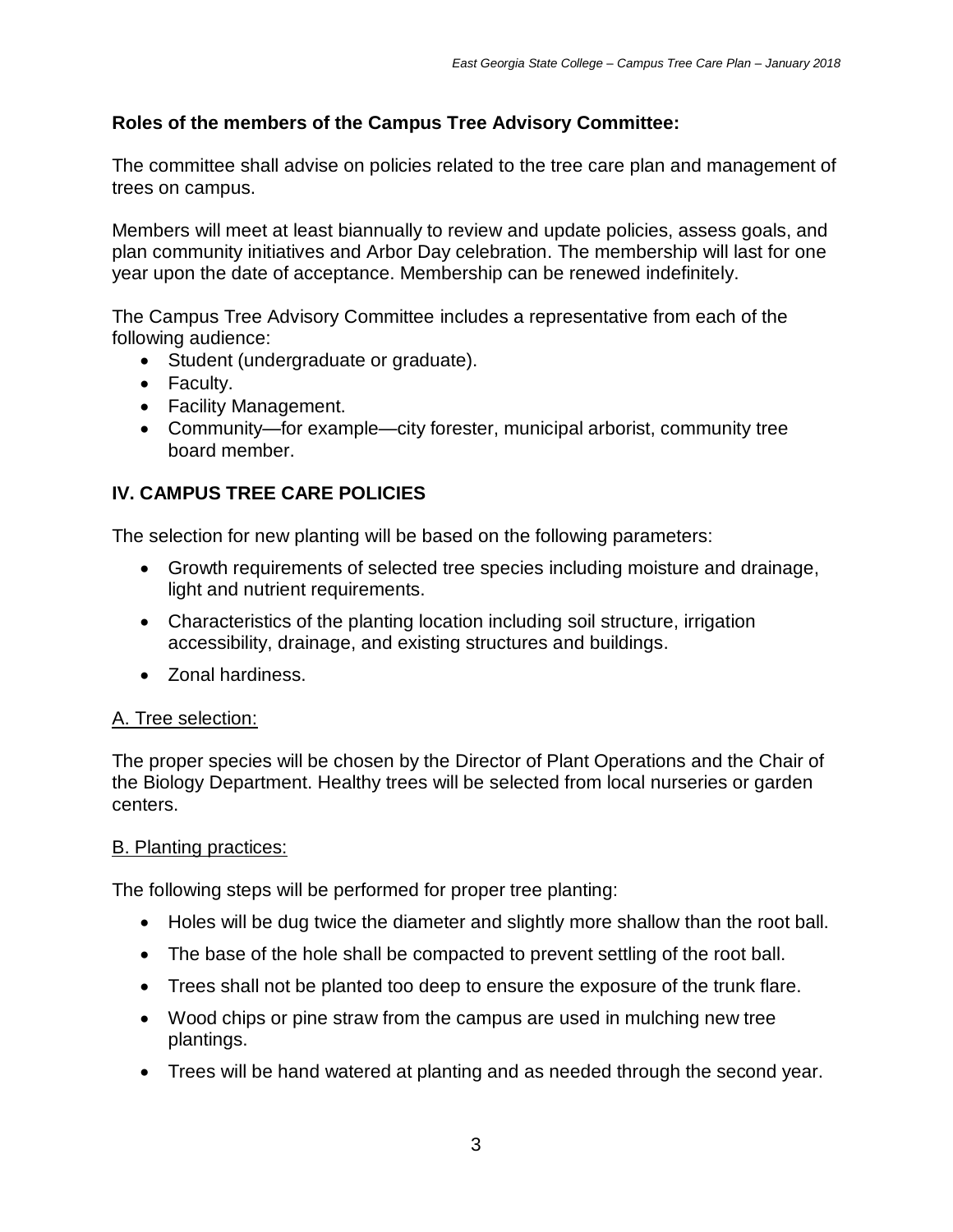**Roles of the members of the Campus Tree Advisory Committee:**

The committee shall advise on policies related to the tree care plan and management of trees on campus.

Members will meet at least biannually to review and update policies, assess goals, and plan community initiatives and Arbor Day celebration. The membership will last for one year upon the date of acceptance. Membership can be renewed indefinitely.

The Campus Tree Advisory Committee includes a representative from each of the following audience:

- Student (undergraduate or graduate).
- Faculty.
- Facility Management.
- Community—for example—city forester, municipal arborist, community tree board member.

## IV. CAMPUS TREE CARE POLICIES

The selection for new planting will be based on the following parameters:

- Growth requirements of selected tree species including moisture and drainage, light and nutrient requirements.
- Characteristics of the planting location including soil structure, irrigation accessibility, drainage, and existing structures and buildings.
- Zonal hardiness.

### A. Tree selection:

The proper species will be chosen by the Director of Plant Operations and the Chair of the Biology Department. Healthy trees will be selected from local nurseries or garden centers.

### B. Planting practices:

The following steps will be performed for proper tree planting:

- Holes will be dug twice the diameter and slightly more shallow than the root ball.
- The base of the hole shall be compacted to prevent settling of the root ball.
- Trees shall not be planted too deep to ensure the exposure of the trunk flare.
- Wood chips or pine straw from the campus are used in mulching new tree plantings.
- Trees will be hand watered at planting and as needed through the second year.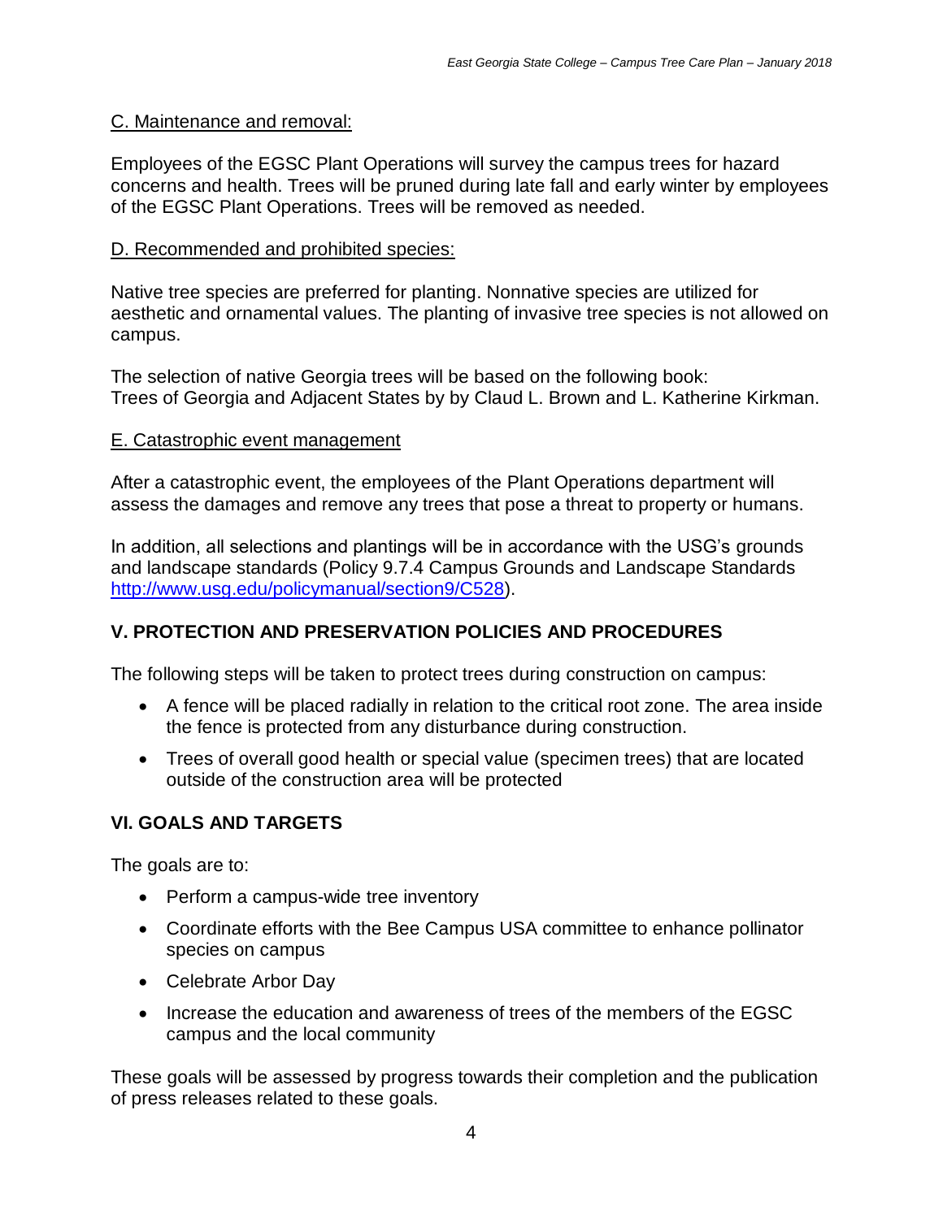C. Maintenance and removal:

Employees of the EGSC Plant Operations will survey the campus trees for hazard concerns and health. Trees will be pruned during late fall and early winter by employees of the EGSC Plant Operations. Trees will be removed as needed.

D. Recommended and prohibited species:

Native tree species are preferred for planting. Nonnative species are utilized for aesthetic and ornamental values. The planting of invasive tree species is not allowed on campus.

The selection of native Georgia trees will be based on the following book:
Trees of Georgia and Adjacent States by by Claud L. Brown and L. Katherine Kirkman.

E. Catastrophic event management

After a catastrophic event, the employees of the Plant Operations department will assess the damages and remove any trees that pose a threat to property or humans.

In addition, all selections and plantings will be in accordance with the USG's grounds and landscape standards (Policy 9.7.4 Campus Grounds and Landscape Standards [http://www.usg.edu/policymanual/section9/C528](http://www.usg.edu/policymanual/section9/C528)).

## V. PROTECTION AND PRESERVATION POLICIES AND PROCEDURES

The following steps will be taken to protect trees during construction on campus:

- A fence will be placed radially in relation to the critical root zone. The area inside the fence is protected from any disturbance during construction.
- Trees of overall good health or special value (specimen trees) that are located outside of the construction area will be protected

## VI. GOALS AND TARGETS

The goals are to:

- Perform a campus-wide tree inventory
- Coordinate efforts with the Bee Campus USA committee to enhance pollinator species on campus
- Celebrate Arbor Day
- Increase the education and awareness of trees of the members of the EGSC campus and the local community

These goals will be assessed by progress towards their completion and the publication of press releases related to these goals.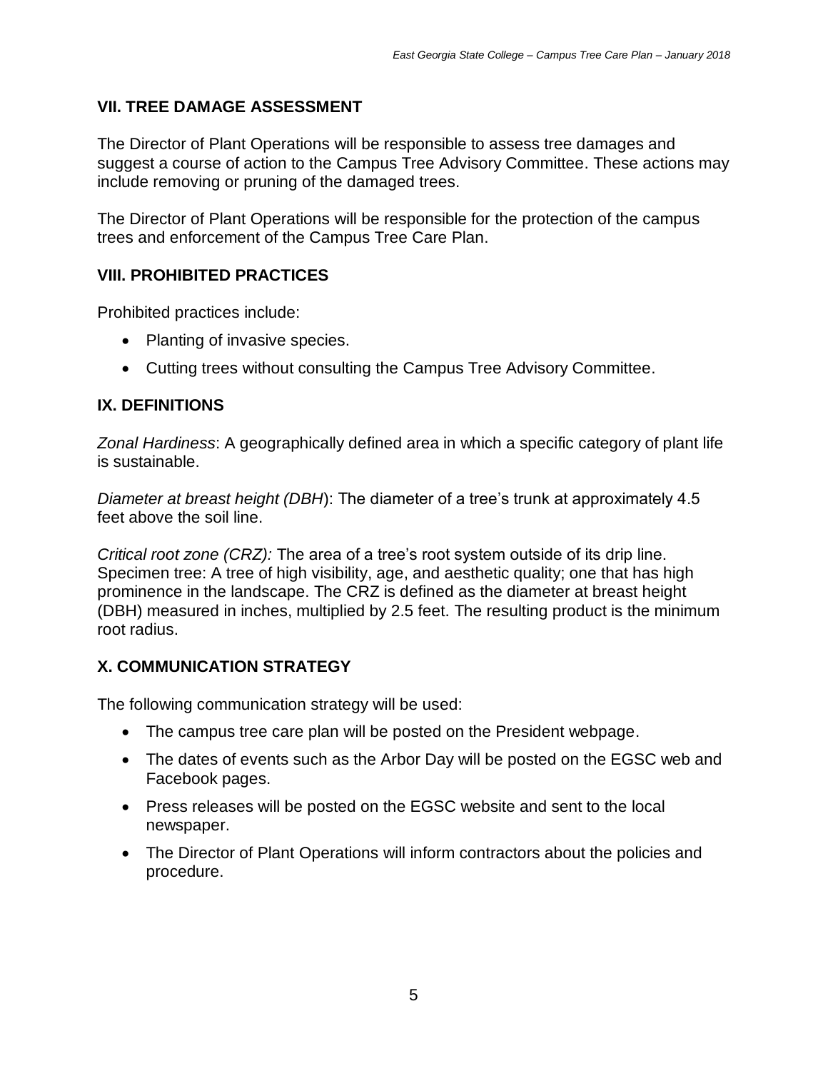## VII. TREE DAMAGE ASSESSMENT

The Director of Plant Operations will be responsible to assess tree damages and suggest a course of action to the Campus Tree Advisory Committee. These actions may include removing or pruning of the damaged trees.

The Director of Plant Operations will be responsible for the protection of the campus trees and enforcement of the Campus Tree Care Plan.

## VIII. PROHIBITED PRACTICES

Prohibited practices include:

- Planting of invasive species.
- Cutting trees without consulting the Campus Tree Advisory Committee.

## IX. DEFINITIONS

*Zonal Hardiness*: A geographically defined area in which a specific category of plant life is sustainable.

*Diameter at breast height (DBH*): The diameter of a tree's trunk at approximately 4.5 feet above the soil line.

*Critical root zone (CRZ):* The area of a tree's root system outside of its drip line. Specimen tree: A tree of high visibility, age, and aesthetic quality; one that has high prominence in the landscape. The CRZ is defined as the diameter at breast height (DBH) measured in inches, multiplied by 2.5 feet. The resulting product is the minimum root radius.

## X. COMMUNICATION STRATEGY

The following communication strategy will be used:

- The campus tree care plan will be posted on the President webpage.
- The dates of events such as the Arbor Day will be posted on the EGSC web and Facebook pages.
- Press releases will be posted on the EGSC website and sent to the local newspaper.
- The Director of Plant Operations will inform contractors about the policies and procedure.